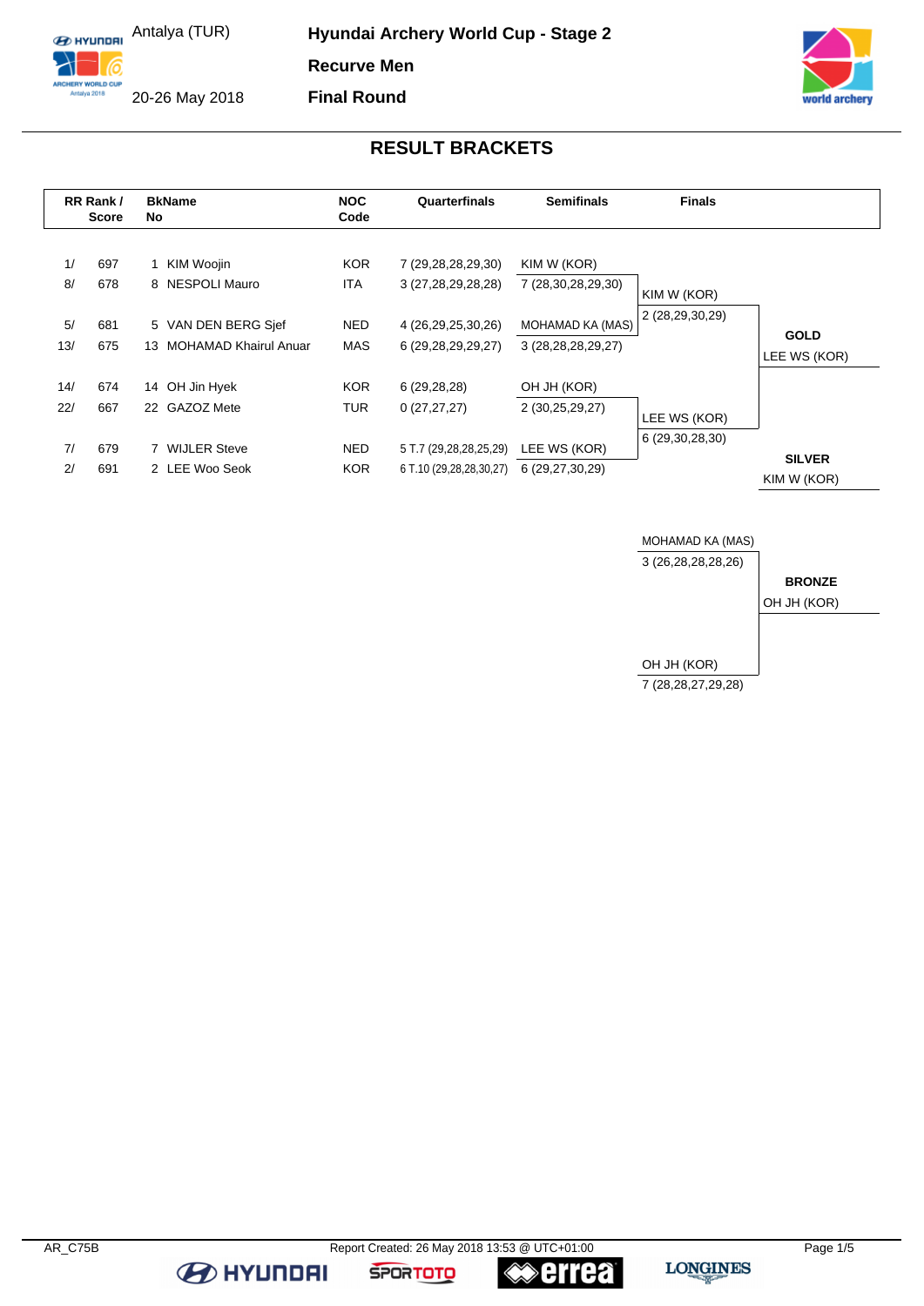Antalya (TUR)

20-26 May 2018

# Hyundai Archery World Cup - Stage 2

**Recurve Men**

**Final Round**

## RESULT BRACKETS

| RR Rank / | Score | BkName No | NOC Code | Quarterfinals | Semifinals | Finals | |
|---|---|---|---|---|---|---|---|
| 1/ | 697 | 1 KIM Woojin | KOR | 7 (29,28,28,29,30) | KIM W (KOR) | | |
| 8/ | 678 | 8 NESPOLI Mauro | ITA | 3 (27,28,29,28,28) | 7 (28,30,28,29,30) | KIM W (KOR) | |
| | | | | | | 2 (28,29,30,29) | |
| 5/ | 681 | 5 VAN DEN BERG Sjef | NED | 4 (26,29,25,30,26) | MOHAMAD KA (MAS) | | **GOLD** |
| 13/ | 675 | 13 MOHAMAD Khairul Anuar | MAS | 6 (29,28,29,29,27) | 3 (28,28,28,29,27) | | LEE WS (KOR) |
| 14/ | 674 | 14 OH Jin Hyek | KOR | 6 (29,28,28) | OH JH (KOR) | | |
| 22/ | 667 | 22 GAZOZ Mete | TUR | 0 (27,27,27) | 2 (30,25,29,27) | LEE WS (KOR) | |
| | | | | | | 6 (29,30,28,30) | |
| 7/ | 679 | 7 WIJLER Steve | NED | 5 T.7 (29,28,28,25,29) | LEE WS (KOR) | | **SILVER** |
| 2/ | 691 | 2 LEE Woo Seok | KOR | 6 T.10 (29,28,28,30,27) | 6 (29,27,30,29) | | KIM W (KOR) |

| Bronze Match | | |
|---|---|---|
| MOHAMAD KA (MAS) | 3 (26,28,28,28,26) | |
| | | **BRONZE** |
| | | OH JH (KOR) |
| OH JH (KOR) | 7 (28,28,27,29,28) | |

AR_C75B

Report Created: 26 May 2018 13:53 @ UTC+01:00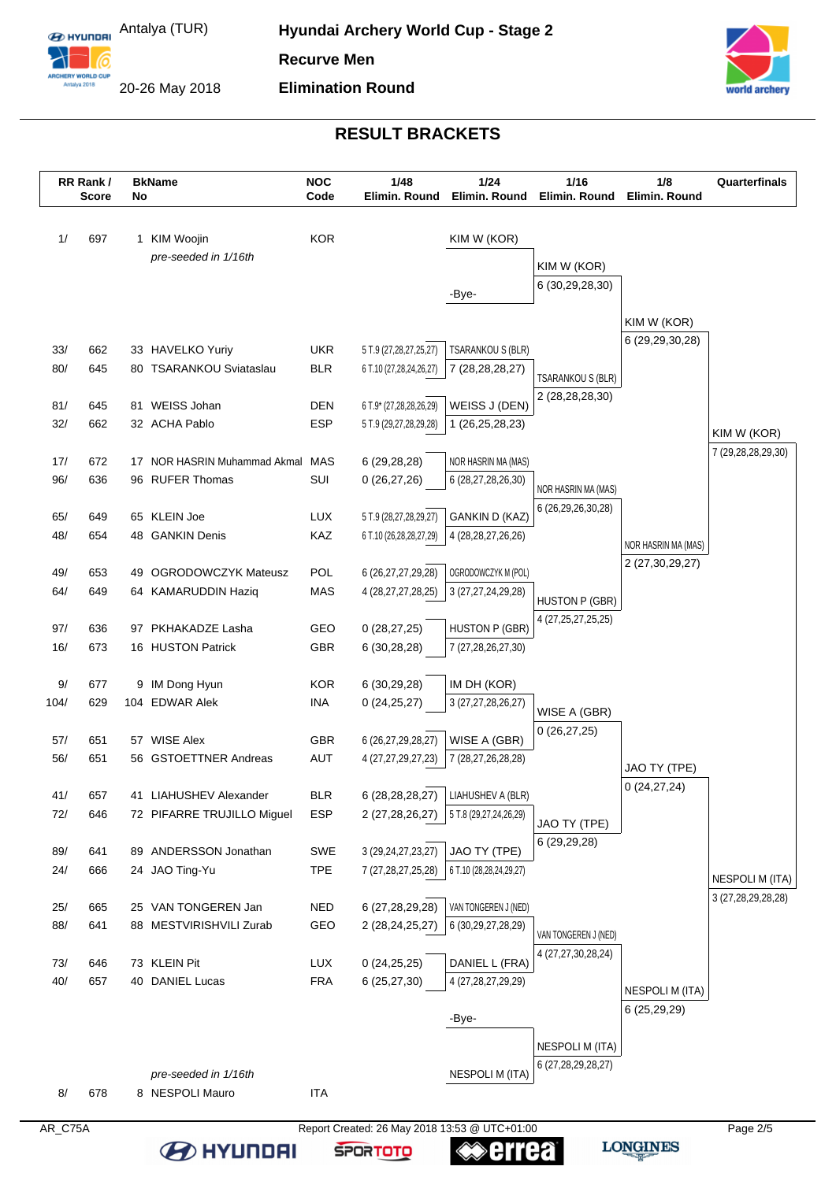# Hyundai Archery World Cup - Stage 2

Antalya (TUR)

20-26 May 2018

**Recurve Men**

**Elimination Round**

## RESULT BRACKETS

| RR Rank / | Score | BkName No | | NOC Code | 1/48 Elimin. Round | 1/24 Elimin. Round | 1/16 Elimin. Round | 1/8 Elimin. Round | Quarterfinals |
|---|---|---|---|---|---|---|---|---|---|
| 1/ | 697 | 1 | KIM Woojin *pre-seeded in 1/16th* | KOR | | KIM W (KOR) | | | |
| | | | | | | -Bye- | KIM W (KOR) 6 (30,29,28,30) | | |
| | | | | | | | | KIM W (KOR) 6 (29,29,30,28) | |
| 33/ | 662 | 33 | HAVELKO Yuriy | UKR | 5 T.9 (27,28,27,25,27) | TSARANKOU S (BLR) | | | |
| 80/ | 645 | 80 | TSARANKOU Sviataslau | BLR | 6 T.10 (27,28,24,26,27) | 7 (28,28,28,27) | TSARANKOU S (BLR) 2 (28,28,28,30) | | |
| 81/ | 645 | 81 | WEISS Johan | DEN | 6 T.9* (27,28,28,26,29) | WEISS J (DEN) | | | |
| 32/ | 662 | 32 | ACHA Pablo | ESP | 5 T.9 (29,27,28,29,28) | 1 (26,25,28,23) | | | KIM W (KOR) 7 (29,28,28,29,30) |
| 17/ | 672 | 17 | NOR HASRIN Muhammad Akmal | MAS | 6 (29,28,28) | NOR HASRIN MA (MAS) | | | |
| 96/ | 636 | 96 | RUFER Thomas | SUI | 0 (26,27,26) | 6 (28,27,28,26,30) | NOR HASRIN MA (MAS) 6 (26,29,26,30,28) | | |
| 65/ | 649 | 65 | KLEIN Joe | LUX | 5 T.9 (28,27,28,29,27) | GANKIN D (KAZ) | | | |
| 48/ | 654 | 48 | GANKIN Denis | KAZ | 6 T.10 (26,28,28,27,29) | 4 (28,28,27,26,26) | | NOR HASRIN MA (MAS) 2 (27,30,29,27) | |
| 49/ | 653 | 49 | OGRODOWCZYK Mateusz | POL | 6 (26,27,27,29,28) | OGRODOWCZYK M (POL) | | | |
| 64/ | 649 | 64 | KAMARUDDIN Haziq | MAS | 4 (28,27,27,28,25) | 3 (27,27,24,29,28) | HUSTON P (GBR) 4 (27,25,27,25,25) | | |
| 97/ | 636 | 97 | PKHAKADZE Lasha | GEO | 0 (28,27,25) | HUSTON P (GBR) | | | |
| 16/ | 673 | 16 | HUSTON Patrick | GBR | 6 (30,28,28) | 7 (27,28,26,27,30) | | | |
| 9/ | 677 | 9 | IM Dong Hyun | KOR | 6 (30,29,28) | IM DH (KOR) | | | |
| 104/ | 629 | 104 | EDWAR Alek | INA | 0 (24,25,27) | 3 (27,27,28,26,27) | WISE A (GBR) 0 (26,27,25) | | |
| 57/ | 651 | 57 | WISE Alex | GBR | 6 (26,27,29,28,27) | WISE A (GBR) | | | |
| 56/ | 651 | 56 | GSTOETTNER Andreas | AUT | 4 (27,27,29,27,23) | 7 (28,28,26,28,28) | | JAO TY (TPE) 0 (24,27,24) | |
| 41/ | 657 | 41 | LIAHUSHEV Alexander | BLR | 6 (28,28,28,27) | LIAHUSHEV A (BLR) | | | |
| 72/ | 646 | 72 | PIFARRE TRUJILLO Miguel | ESP | 2 (27,28,26,27) | 5 T.8 (29,27,24,26,29) | JAO TY (TPE) 6 (29,29,28) | | |
| 89/ | 641 | 89 | ANDERSSON Jonathan | SWE | 3 (29,24,27,23,27) | JAO TY (TPE) | | | |
| 24/ | 666 | 24 | JAO Ting-Yu | TPE | 7 (27,28,27,25,28) | 6 T.10 (28,28,24,29,27) | | | NESPOLI M (ITA) 3 (27,28,29,28,28) |
| 25/ | 665 | 25 | VAN TONGEREN Jan | NED | 6 (27,28,29,28) | VAN TONGEREN J (NED) | | | |
| 88/ | 641 | 88 | MESTVIRISHVILI Zurab | GEO | 2 (28,24,25,27) | 6 (30,29,27,28,29) | VAN TONGEREN J (NED) 4 (27,27,30,28,24) | | |
| 73/ | 646 | 73 | KLEIN Pit | LUX | 0 (24,25,25) | DANIEL L (FRA) | | | |
| 40/ | 657 | 40 | DANIEL Lucas | FRA | 6 (25,27,30) | 4 (27,28,27,29,29) | | NESPOLI M (ITA) 6 (25,29,29) | |
| | | | | | | -Bye- | NESPOLI M (ITA) 6 (27,28,29,28,27) | | |
| 8/ | 678 | 8 | NESPOLI Mauro *pre-seeded in 1/16th* | ITA | | NESPOLI M (ITA) | | | |

AR_C75A

Report Created: 26 May 2018 13:53 @ UTC+01:00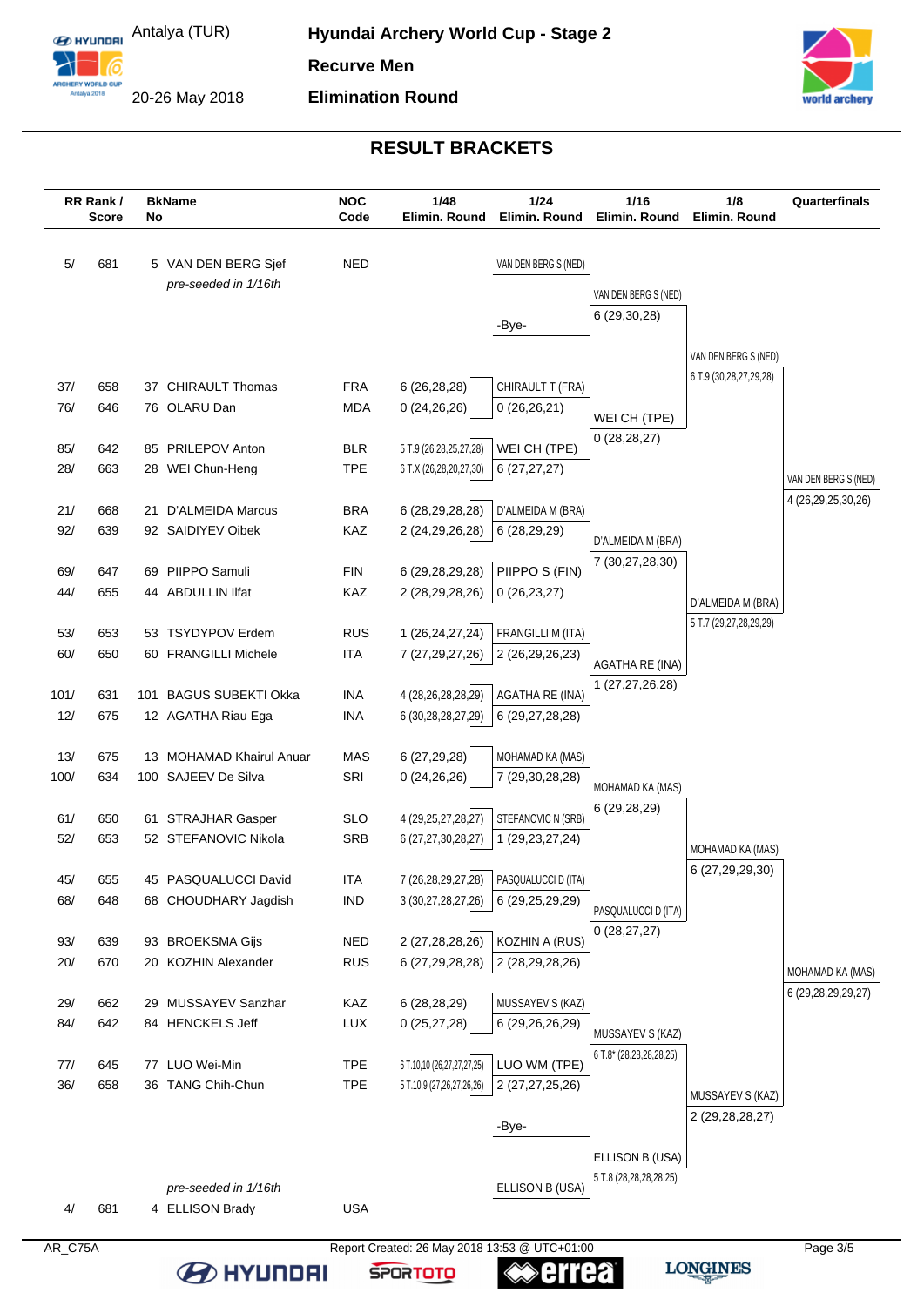# Hyundai Archery World Cup - Stage 2

Antalya (TUR)

20-26 May 2018

**Recurve Men**

**Elimination Round**

## RESULT BRACKETS

| RR Rank / Score | | BkName No | | NOC Code | 1/48 Elimin. Round | 1/24 Elimin. Round | 1/16 Elimin. Round | 1/8 Elimin. Round | Quarterfinals |
|---|---|---|---|---|---|---|---|---|---|
| 5/ | 681 | 5 | VAN DEN BERG Sjef *pre-seeded in 1/16th* | NED | | VAN DEN BERG S (NED) -Bye- | VAN DEN BERG S (NED) 6 (29,30,28) | VAN DEN BERG S (NED) 6 T.9 (30,28,27,29,28) | VAN DEN BERG S (NED) 4 (26,29,25,30,26) |
| 37/ | 658 | 37 | CHIRAULT Thomas | FRA | 6 (26,28,28) | CHIRAULT T (FRA) | | | |
| 76/ | 646 | 76 | OLARU Dan | MDA | 0 (24,26,26) | 0 (26,26,21) | WEI CH (TPE) | | |
| 85/ | 642 | 85 | PRILEPOV Anton | BLR | 5 T.9 (26,28,25,27,28) | WEI CH (TPE) | 0 (28,28,27) | | |
| 28/ | 663 | 28 | WEI Chun-Heng | TPE | 6 T.X (26,28,20,27,30) | 6 (27,27,27) | | | |
| 21/ | 668 | 21 | D'ALMEIDA Marcus | BRA | 6 (28,29,28,28) | D'ALMEIDA M (BRA) | | | |
| 92/ | 639 | 92 | SAIDIYEV Oibek | KAZ | 2 (24,29,26,28) | 6 (28,29,29) | D'ALMEIDA M (BRA) | | |
| 69/ | 647 | 69 | PIIPPO Samuli | FIN | 6 (29,28,29,28) | PIIPPO S (FIN) | 7 (30,27,28,30) | | |
| 44/ | 655 | 44 | ABDULLIN Ilfat | KAZ | 2 (28,29,28,26) | 0 (26,23,27) | | D'ALMEIDA M (BRA) 5 T.7 (29,27,28,29,29) | |
| 53/ | 653 | 53 | TSYDYPOV Erdem | RUS | 1 (26,24,27,24) | FRANGILLI M (ITA) | | | |
| 60/ | 650 | 60 | FRANGILLI Michele | ITA | 7 (27,29,27,26) | 2 (26,29,26,23) | AGATHA RE (INA) | | |
| 101/ | 631 | 101 | BAGUS SUBEKTI Okka | INA | 4 (28,26,28,28,29) | AGATHA RE (INA) | 1 (27,27,26,28) | | |
| 12/ | 675 | 12 | AGATHA Riau Ega | INA | 6 (30,28,28,27,29) | 6 (29,27,28,28) | | | |
| 13/ | 675 | 13 | MOHAMAD Khairul Anuar | MAS | 6 (27,29,28) | MOHAMAD KA (MAS) | | | |
| 100/ | 634 | 100 | SAJEEV De Silva | SRI | 0 (24,26,26) | 7 (29,30,28,28) | MOHAMAD KA (MAS) | | |
| 61/ | 650 | 61 | STRAJHAR Gasper | SLO | 4 (29,25,27,28,27) | STEFANOVIC N (SRB) | 6 (29,28,29) | | |
| 52/ | 653 | 52 | STEFANOVIC Nikola | SRB | 6 (27,27,30,28,27) | 1 (29,23,27,24) | | MOHAMAD KA (MAS) 6 (27,29,29,30) | |
| 45/ | 655 | 45 | PASQUALUCCI David | ITA | 7 (26,28,29,27,28) | PASQUALUCCI D (ITA) | | | |
| 68/ | 648 | 68 | CHOUDHARY Jagdish | IND | 3 (30,27,28,27,26) | 6 (29,25,29,29) | PASQUALUCCI D (ITA) | | |
| 93/ | 639 | 93 | BROEKSMA Gijs | NED | 2 (27,28,28,26) | KOZHIN A (RUS) | 0 (28,27,27) | | |
| 20/ | 670 | 20 | KOZHIN Alexander | RUS | 6 (27,29,28,28) | 2 (28,29,28,26) | | | MOHAMAD KA (MAS) 6 (29,28,29,29,27) |
| 29/ | 662 | 29 | MUSSAYEV Sanzhar | KAZ | 6 (28,28,29) | MUSSAYEV S (KAZ) | | | |
| 84/ | 642 | 84 | HENCKELS Jeff | LUX | 0 (25,27,28) | 6 (29,26,26,29) | MUSSAYEV S (KAZ) | | |
| 77/ | 645 | 77 | LUO Wei-Min | TPE | 6 T.10,10 (26,27,27,27,25) | LUO WM (TPE) | 6 T.8* (28,28,28,28,25) | | |
| 36/ | 658 | 36 | TANG Chih-Chun | TPE | 5 T.10,9 (27,26,27,26,26) | 2 (27,27,25,26) | | MUSSAYEV S (KAZ) 2 (29,28,28,27) | |
| 4/ | 681 | 4 | ELLISON Brady *pre-seeded in 1/16th* | USA | | -Bye- ELLISON B (USA) | ELLISON B (USA) 5 T.8 (28,28,28,28,25) | | |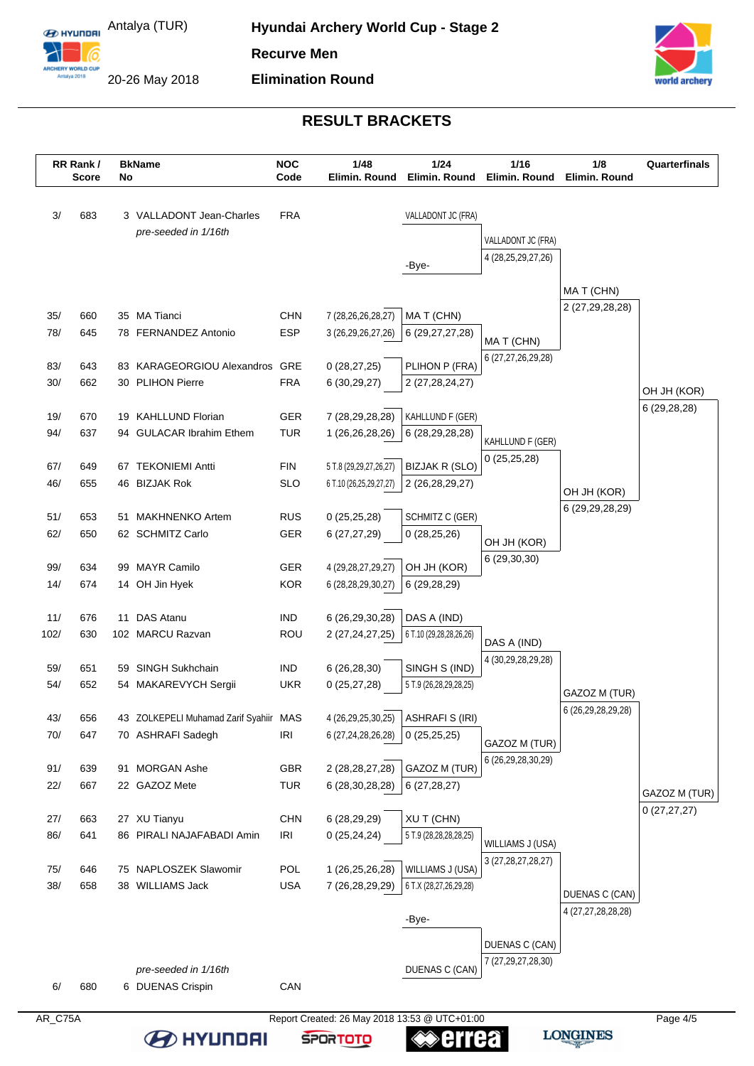# Hyundai Archery World Cup - Stage 2

Antalya (TUR)

20-26 May 2018

**Recurve Men**

**Elimination Round**

## RESULT BRACKETS

| RR Rank / Score | | BkName No | | NOC Code | 1/48 Elimin. Round | 1/24 Elimin. Round | 1/16 Elimin. Round | 1/8 Elimin. Round | Quarterfinals |
|---|---|---|---|---|---|---|---|---|---|
| 3/ | 683 | 3 | VALLADONT Jean-Charles *pre-seeded in 1/16th* | FRA | | VALLADONT JC (FRA) | VALLADONT JC (FRA) 4 (28,25,29,27,26) | | |
| | | | | | | -Bye- | | MA T (CHN) 2 (27,29,28,28) | |
| 35/ | 660 | 35 | MA Tianci | CHN | 7 (28,26,26,28,27) | MA T (CHN) | | | |
| 78/ | 645 | 78 | FERNANDEZ Antonio | ESP | 3 (26,29,26,27,26) | 6 (29,27,27,28) | MA T (CHN) 6 (27,27,26,29,28) | | |
| 83/ | 643 | 83 | KARAGEORGIOU Alexandros | GRE | 0 (28,27,25) | PLIHON P (FRA) | | | |
| 30/ | 662 | 30 | PLIHON Pierre | FRA | 6 (30,29,27) | 2 (27,28,24,27) | | | OH JH (KOR) 6 (29,28,28) |
| 19/ | 670 | 19 | KAHLLUND Florian | GER | 7 (28,29,28,28) | KAHLLUND F (GER) | | | |
| 94/ | 637 | 94 | GULACAR Ibrahim Ethem | TUR | 1 (26,26,28,26) | 6 (28,29,28,28) | KAHLLUND F (GER) 0 (25,25,28) | | |
| 67/ | 649 | 67 | TEKONIEMI Antti | FIN | 5 T.8 (29,29,27,26,27) | BIZJAK R (SLO) | | | |
| 46/ | 655 | 46 | BIZJAK Rok | SLO | 6 T.10 (26,25,29,27,27) | 2 (26,28,29,27) | | OH JH (KOR) 6 (29,29,28,29) | |
| 51/ | 653 | 51 | MAKHNENKO Artem | RUS | 0 (25,25,28) | SCHMITZ C (GER) | | | |
| 62/ | 650 | 62 | SCHMITZ Carlo | GER | 6 (27,27,29) | 0 (28,25,26) | OH JH (KOR) 6 (29,30,30) | | |
| 99/ | 634 | 99 | MAYR Camilo | GER | 4 (29,28,27,29,27) | OH JH (KOR) | | | |
| 14/ | 674 | 14 | OH Jin Hyek | KOR | 6 (28,28,29,30,27) | 6 (29,28,29) | | | |
| 11/ | 676 | 11 | DAS Atanu | IND | 6 (26,29,30,28) | DAS A (IND) | | | |
| 102/ | 630 | 102 | MARCU Razvan | ROU | 2 (27,24,27,25) | 6 T.10 (29,28,28,26,26) | DAS A (IND) 4 (30,29,28,29,28) | | |
| 59/ | 651 | 59 | SINGH Sukhchain | IND | 6 (26,28,30) | SINGH S (IND) | | | |
| 54/ | 652 | 54 | MAKAREVYCH Sergii | UKR | 0 (25,27,28) | 5 T.9 (26,28,29,28,25) | | GAZOZ M (TUR) 6 (26,29,28,29,28) | |
| 43/ | 656 | 43 | ZOLKEPELI Muhamad Zarif Syahiir | MAS | 4 (26,29,25,30,25) | ASHRAFI S (IRI) | | | |
| 70/ | 647 | 70 | ASHRAFI Sadegh | IRI | 6 (27,24,28,26,28) | 0 (25,25,25) | GAZOZ M (TUR) 6 (26,29,28,30,29) | | |
| 91/ | 639 | 91 | MORGAN Ashe | GBR | 2 (28,28,27,28) | GAZOZ M (TUR) | | | |
| 22/ | 667 | 22 | GAZOZ Mete | TUR | 6 (28,30,28,28) | 6 (27,28,27) | | | GAZOZ M (TUR) 0 (27,27,27) |
| 27/ | 663 | 27 | XU Tianyu | CHN | 6 (28,29,29) | XU T (CHN) | | | |
| 86/ | 641 | 86 | PIRALI NAJAFABADI Amin | IRI | 0 (25,24,24) | 5 T.9 (28,28,28,28,25) | WILLIAMS J (USA) 3 (27,28,27,28,27) | | |
| 75/ | 646 | 75 | NAPLOSZEK Slawomir | POL | 1 (26,25,26,28) | WILLIAMS J (USA) | | | |
| 38/ | 658 | 38 | WILLIAMS Jack | USA | 7 (26,28,29,29) | 6 T.X (28,27,26,29,28) | | DUENAS C (CAN) 4 (27,27,28,28,28) | |
| | | | | | | -Bye- | | | |
| | | | | | | | DUENAS C (CAN) 7 (27,29,27,28,30) | | |
| 6/ | 680 | 6 | DUENAS Crispin *pre-seeded in 1/16th* | CAN | | DUENAS C (CAN) | | | |

AR_C75A

Report Created: 26 May 2018 13:53 @ UTC+01:00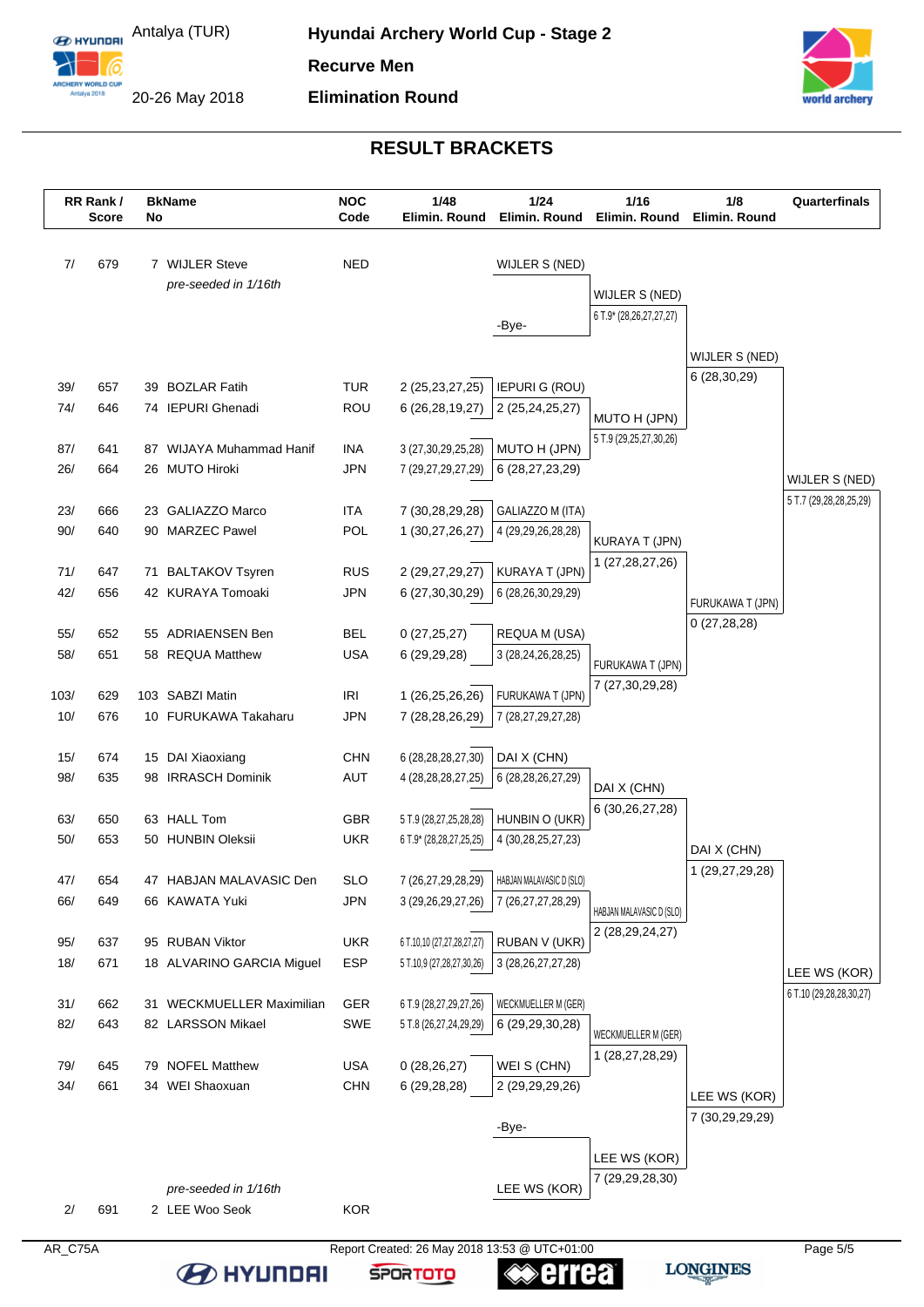# Hyundai Archery World Cup - Stage 2

Antalya (TUR)

20-26 May 2018

**Recurve Men**

**Elimination Round**

## RESULT BRACKETS

| RR Rank / Score | | BkName No | | NOC Code | 1/48 Elimin. Round | 1/24 Elimin. Round | 1/16 Elimin. Round | 1/8 Elimin. Round | Quarterfinals |
|---|---|---|---|---|---|---|---|---|---|
| 7/ | 679 | 7 | WIJLER Steve | NED | | WIJLER S (NED) | WIJLER S (NED) | WIJLER S (NED) | WIJLER S (NED) |
| | | | *pre-seeded in 1/16th* | | | -Bye- | 6 T.9* (28,26,27,27,27) | 6 (28,30,29) | 5 T.7 (29,28,28,25,29) |
| 39/ | 657 | 39 | BOZLAR Fatih | TUR | 2 (25,23,27,25) | IEPURI G (ROU) | MUTO H (JPN) | | |
| 74/ | 646 | 74 | IEPURI Ghenadi | ROU | 6 (26,28,19,27) | 2 (25,24,25,27) | 5 T.9 (29,25,27,30,26) | | |
| 87/ | 641 | 87 | WIJAYA Muhammad Hanif | INA | 3 (27,30,29,25,28) | MUTO H (JPN) | | | |
| 26/ | 664 | 26 | MUTO Hiroki | JPN | 7 (29,27,29,27,29) | 6 (28,27,23,29) | | | |
| 23/ | 666 | 23 | GALIAZZO Marco | ITA | 7 (30,28,29,28) | GALIAZZO M (ITA) | KURAYA T (JPN) | FURUKAWA T (JPN) | |
| 90/ | 640 | 90 | MARZEC Pawel | POL | 1 (30,27,26,27) | 4 (29,29,26,28,28) | 1 (27,28,27,26) | 0 (27,28,28) | |
| 71/ | 647 | 71 | BALTAKOV Tsyren | RUS | 2 (29,27,29,27) | KURAYA T (JPN) | | | |
| 42/ | 656 | 42 | KURAYA Tomoaki | JPN | 6 (27,30,30,29) | 6 (28,26,30,29,29) | | | |
| 55/ | 652 | 55 | ADRIAENSEN Ben | BEL | 0 (27,25,27) | REQUA M (USA) | FURUKAWA T (JPN) | | |
| 58/ | 651 | 58 | REQUA Matthew | USA | 6 (29,29,28) | 3 (28,24,26,28,25) | 7 (27,30,29,28) | | |
| 103/ | 629 | 103 | SABZI Matin | IRI | 1 (26,25,26,26) | FURUKAWA T (JPN) | | | |
| 10/ | 676 | 10 | FURUKAWA Takaharu | JPN | 7 (28,28,26,29) | 7 (28,27,29,27,28) | | | |
| 15/ | 674 | 15 | DAI Xiaoxiang | CHN | 6 (28,28,28,27,30) | DAI X (CHN) | DAI X (CHN) | DAI X (CHN) | LEE WS (KOR) |
| 98/ | 635 | 98 | IRRASCH Dominik | AUT | 4 (28,28,28,27,25) | 6 (28,28,26,27,29) | 6 (30,26,27,28) | 1 (29,27,29,28) | 6 T.10 (29,28,28,30,27) |
| 63/ | 650 | 63 | HALL Tom | GBR | 5 T.9 (28,27,25,28,28) | HUNBIN O (UKR) | | | |
| 50/ | 653 | 50 | HUNBIN Oleksii | UKR | 6 T.9* (28,28,27,25,25) | 4 (30,28,25,27,23) | | | |
| 47/ | 654 | 47 | HABJAN MALAVASIC Den | SLO | 7 (26,27,29,28,29) | HABJAN MALAVASIC D (SLO) | HABJAN MALAVASIC D (SLO) | | |
| 66/ | 649 | 66 | KAWATA Yuki | JPN | 3 (29,26,29,27,26) | 7 (26,27,27,28,29) | 2 (28,29,24,27) | | |
| 95/ | 637 | 95 | RUBAN Viktor | UKR | 6 T.10,10 (27,27,28,27,27) | RUBAN V (UKR) | | | |
| 18/ | 671 | 18 | ALVARINO GARCIA Miguel | ESP | 5 T.10,9 (27,28,27,30,26) | 3 (28,26,27,27,28) | | | |
| 31/ | 662 | 31 | WECKMUELLER Maximilian | GER | 6 T.9 (28,27,29,27,26) | WECKMUELLER M (GER) | WECKMUELLER M (GER) | LEE WS (KOR) | |
| 82/ | 643 | 82 | LARSSON Mikael | SWE | 5 T.8 (26,27,24,29,29) | 6 (29,29,30,28) | 1 (28,27,28,29) | 7 (30,29,29,29) | |
| 79/ | 645 | 79 | NOFEL Matthew | USA | 0 (28,26,27) | WEI S (CHN) | | | |
| 34/ | 661 | 34 | WEI Shaoxuan | CHN | 6 (29,28,28) | 2 (29,29,29,26) | | | |
| | | | *pre-seeded in 1/16th* | | | -Bye- | LEE WS (KOR) | | |
| 2/ | 691 | 2 | LEE Woo Seok | KOR | | LEE WS (KOR) | 7 (29,29,28,30) | | |

AR_C75A

Report Created: 26 May 2018 13:53 @ UTC+01:00